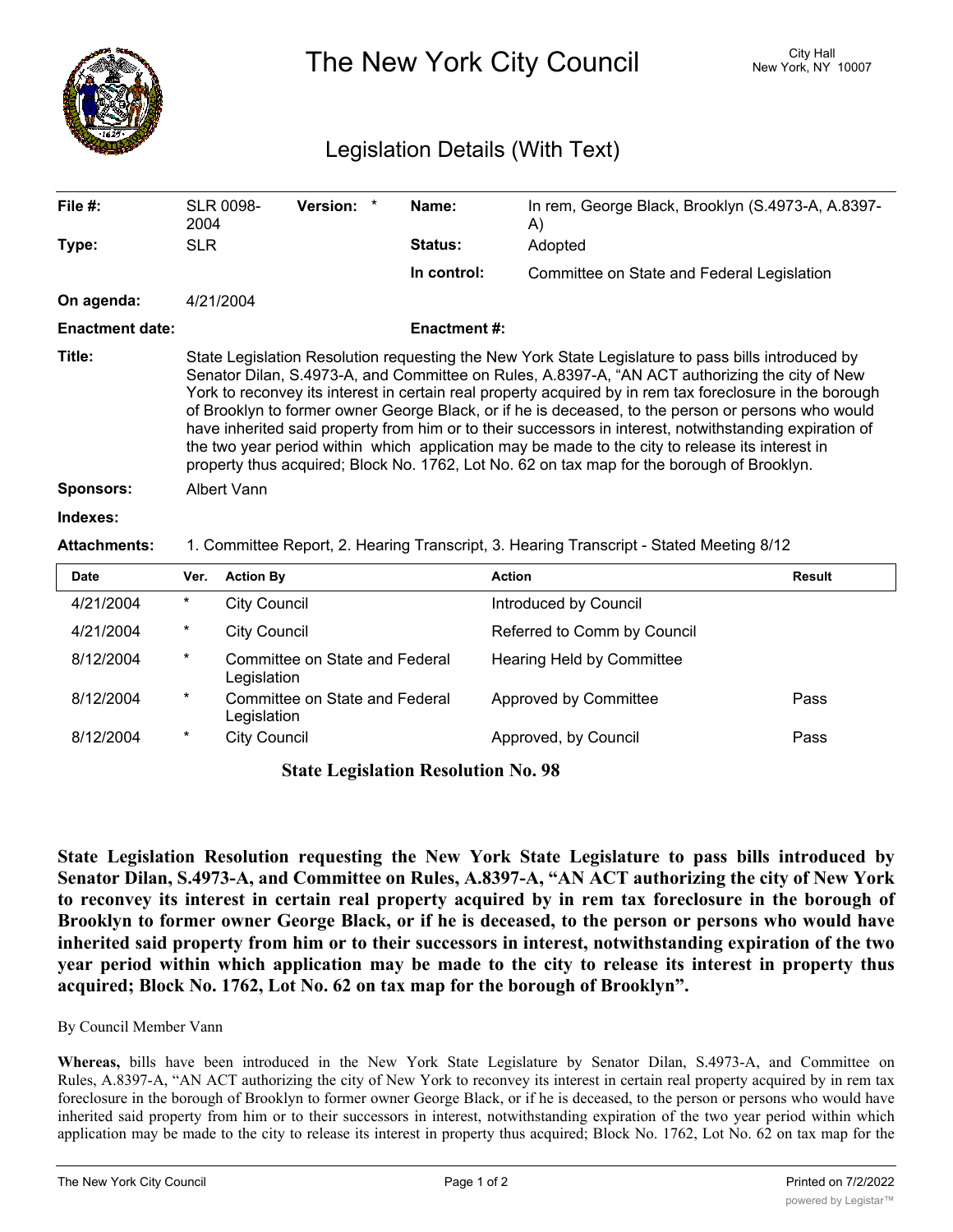# The New York City Council

City Hall
New York, NY 10007

## Legislation Details (With Text)

| | | | | | |
|---|---|---|---|---|---|
| **File #:** | SLR 0098-2004 | **Version:** | * | **Name:** | In rem, George Black, Brooklyn (S.4973-A, A.8397-A) |
| **Type:** | SLR | | | **Status:** | Adopted |
| | | | | **In control:** | Committee on State and Federal Legislation |
| **On agenda:** | 4/21/2004 | | | | |
| **Enactment date:** | | | | **Enactment #:** | |

**Title:** State Legislation Resolution requesting the New York State Legislature to pass bills introduced by Senator Dilan, S.4973-A, and Committee on Rules, A.8397-A, "AN ACT authorizing the city of New York to reconvey its interest in certain real property acquired by in rem tax foreclosure in the borough of Brooklyn to former owner George Black, or if he is deceased, to the person or persons who would have inherited said property from him or to their successors in interest, notwithstanding expiration of the two year period within which application may be made to the city to release its interest in property thus acquired; Block No. 1762, Lot No. 62 on tax map for the borough of Brooklyn.

**Sponsors:** Albert Vann

**Indexes:**

**Attachments:** 1. Committee Report, 2. Hearing Transcript, 3. Hearing Transcript - Stated Meeting 8/12

| Date | Ver. | Action By | Action | Result |
|---|---|---|---|---|
| 4/21/2004 | * | City Council | Introduced by Council | |
| 4/21/2004 | * | City Council | Referred to Comm by Council | |
| 8/12/2004 | * | Committee on State and Federal Legislation | Hearing Held by Committee | |
| 8/12/2004 | * | Committee on State and Federal Legislation | Approved by Committee | Pass |
| 8/12/2004 | * | City Council | Approved, by Council | Pass |

**State Legislation Resolution No. 98**

**State Legislation Resolution requesting the New York State Legislature to pass bills introduced by Senator Dilan, S.4973-A, and Committee on Rules, A.8397-A, "AN ACT authorizing the city of New York to reconvey its interest in certain real property acquired by in rem tax foreclosure in the borough of Brooklyn to former owner George Black, or if he is deceased, to the person or persons who would have inherited said property from him or to their successors in interest, notwithstanding expiration of the two year period within which application may be made to the city to release its interest in property thus acquired; Block No. 1762, Lot No. 62 on tax map for the borough of Brooklyn".**

By Council Member Vann

**Whereas,** bills have been introduced in the New York State Legislature by Senator Dilan, S.4973-A, and Committee on Rules, A.8397-A, "AN ACT authorizing the city of New York to reconvey its interest in certain real property acquired by in rem tax foreclosure in the borough of Brooklyn to former owner George Black, or if he is deceased, to the person or persons who would have inherited said property from him or to their successors in interest, notwithstanding expiration of the two year period within which application may be made to the city to release its interest in property thus acquired; Block No. 1762, Lot No. 62 on tax map for the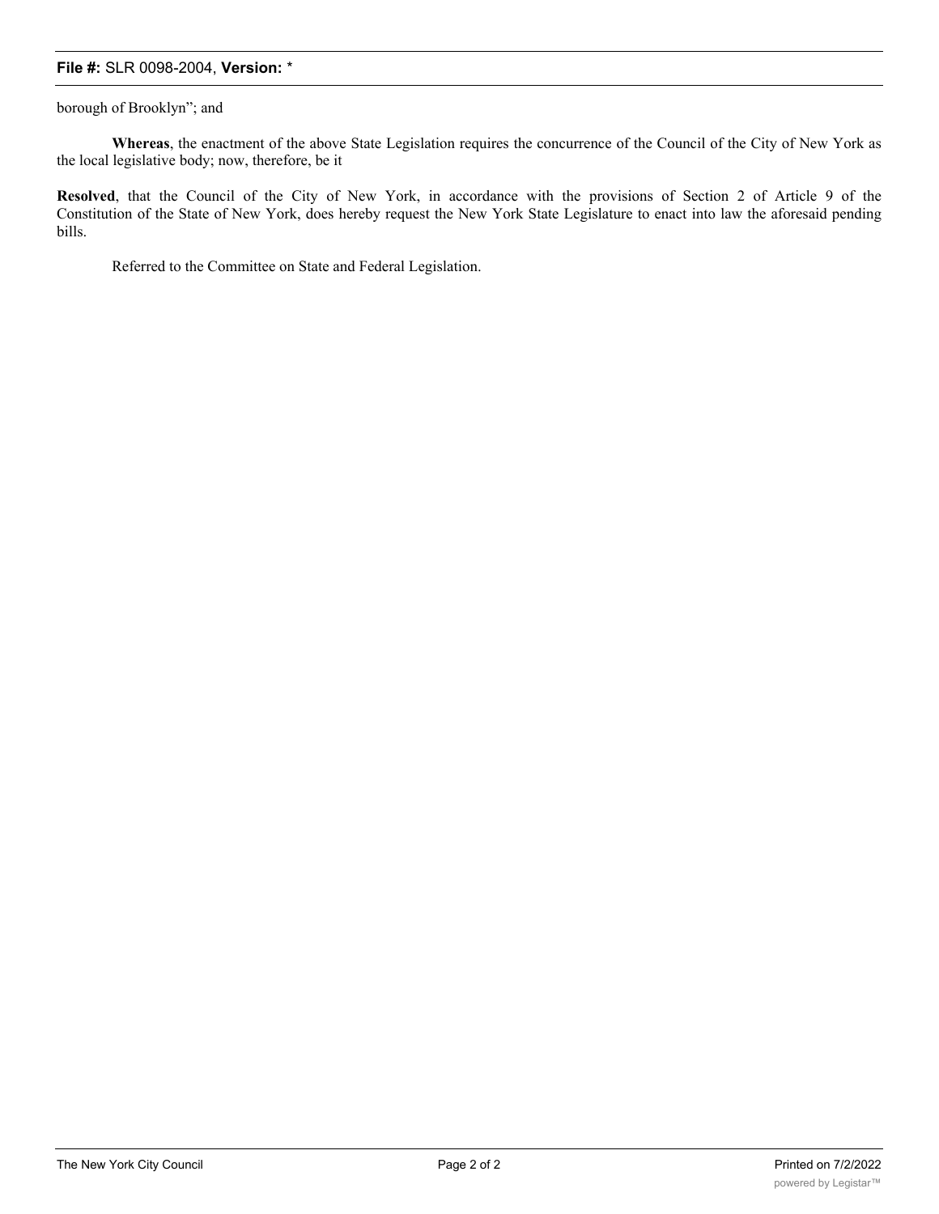borough of Brooklyn"; and

**Whereas**, the enactment of the above State Legislation requires the concurrence of the Council of the City of New York as the local legislative body; now, therefore, be it

**Resolved**, that the Council of the City of New York, in accordance with the provisions of Section 2 of Article 9 of the Constitution of the State of New York, does hereby request the New York State Legislature to enact into law the aforesaid pending bills.

Referred to the Committee on State and Federal Legislation.